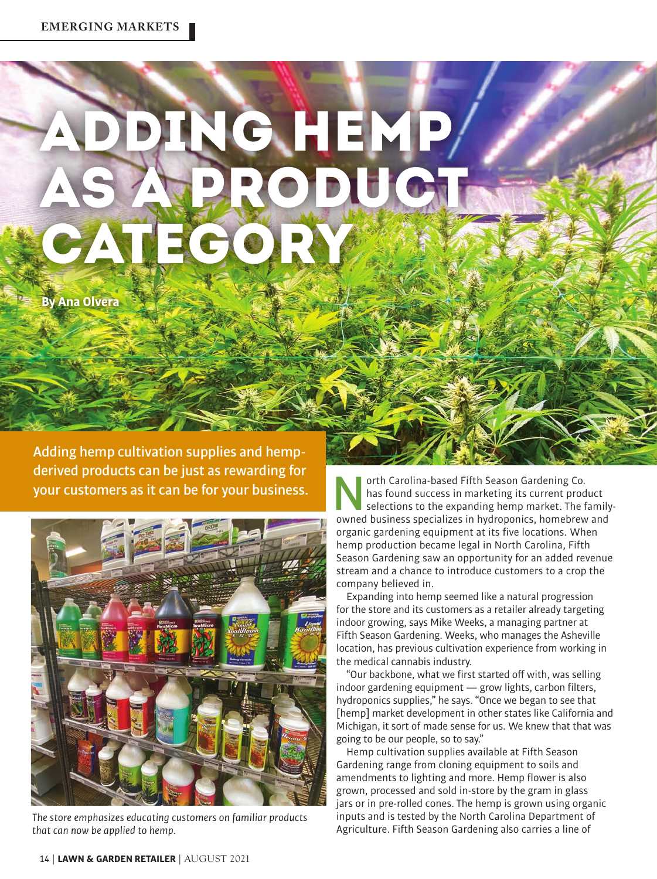# ADDING HEMP AS A PRODUCT CATEGORY

**By Ana Olvera**

Adding hemp cultivation supplies and hemp-derived products can be just as rewarding for your customers as it can be for your business.

*The store emphasizes educating customers on familiar products that can now be applied to hemp.*

North Carolina-based Fifth Season Gardening Co. has found success in marketing its current product selections to the expanding hemp market. The family-owned business specializes in hydroponics, homebrew and organic gardening equipment at its five locations. When hemp production became legal in North Carolina, Fifth Season Gardening saw an opportunity for an added revenue stream and a chance to introduce customers to a crop the company believed in.

Expanding into hemp seemed like a natural progression for the store and its customers as a retailer already targeting indoor growing, says Mike Weeks, a managing partner at Fifth Season Gardening. Weeks, who manages the Asheville location, has previous cultivation experience from working in the medical cannabis industry.

"Our backbone, what we first started off with, was selling indoor gardening equipment — grow lights, carbon filters, hydroponics supplies," he says. "Once we began to see that [hemp] market development in other states like California and Michigan, it sort of made sense for us. We knew that that was going to be our people, so to say."

Hemp cultivation supplies available at Fifth Season Gardening range from cloning equipment to soils and amendments to lighting and more. Hemp flower is also grown, processed and sold in-store by the gram in glass jars or in pre-rolled cones. The hemp is grown using organic inputs and is tested by the North Carolina Department of Agriculture. Fifth Season Gardening also carries a line of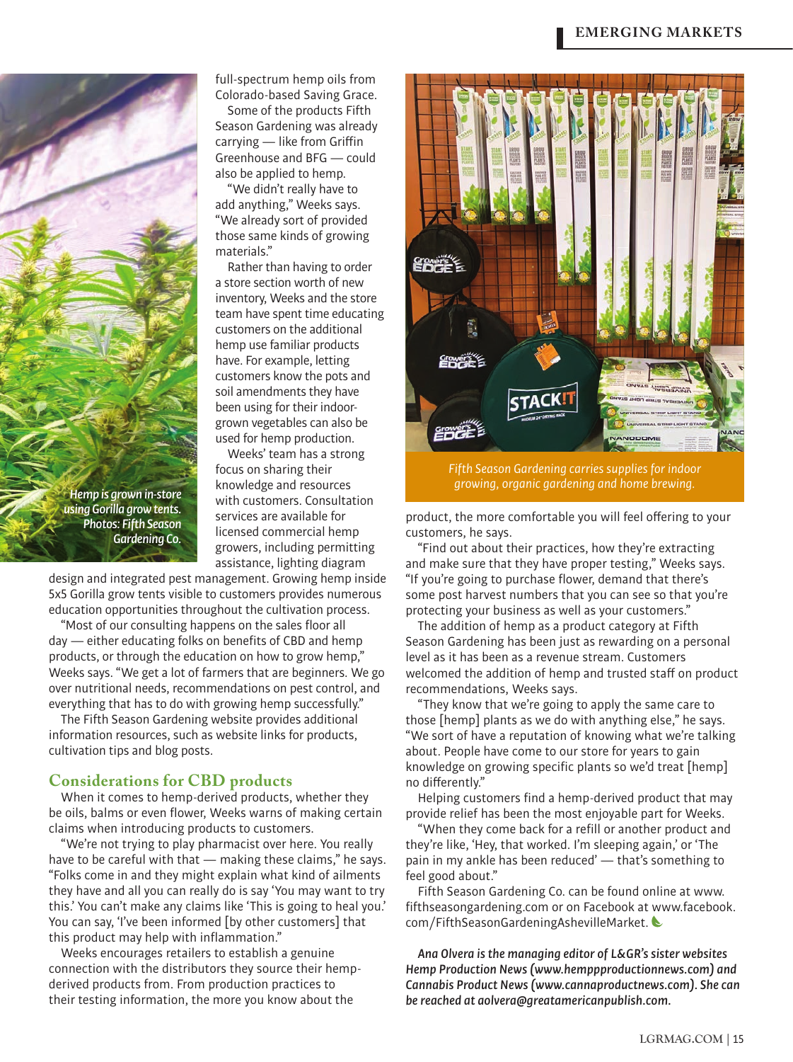full-spectrum hemp oils from Colorado-based Saving Grace.

Some of the products Fifth Season Gardening was already carrying — like from Griffin Greenhouse and BFG — could also be applied to hemp.

"We didn't really have to add anything," Weeks says. "We already sort of provided those same kinds of growing materials."

Rather than having to order a store section worth of new inventory, Weeks and the store team have spent time educating customers on the additional hemp use familiar products have. For example, letting customers know the pots and soil amendments they have been using for their indoor-grown vegetables can also be used for hemp production.

Weeks' team has a strong focus on sharing their knowledge and resources with customers. Consultation services are available for licensed commercial hemp growers, including permitting assistance, lighting diagram design and integrated pest management. Growing hemp inside 5x5 Gorilla grow tents visible to customers provides numerous education opportunities throughout the cultivation process.

"Most of our consulting happens on the sales floor all day — either educating folks on benefits of CBD and hemp products, or through the education on how to grow hemp," Weeks says. "We get a lot of farmers that are beginners. We go over nutritional needs, recommendations on pest control, and everything that has to do with growing hemp successfully."

The Fifth Season Gardening website provides additional information resources, such as website links for products, cultivation tips and blog posts.

*Hemp is grown in-store using Gorilla grow tents. Photos: Fifth Season Gardening Co.*

## Considerations for CBD products

When it comes to hemp-derived products, whether they be oils, balms or even flower, Weeks warns of making certain claims when introducing products to customers.

"We're not trying to play pharmacist over here. You really have to be careful with that — making these claims," he says. "Folks come in and they might explain what kind of ailments they have and all you can really do is say 'You may want to try this.' You can't make any claims like 'This is going to heal you.' You can say, 'I've been informed [by other customers] that this product may help with inflammation."

Weeks encourages retailers to establish a genuine connection with the distributors they source their hemp-derived products from. From production practices to their testing information, the more you know about the product, the more comfortable you will feel offering to your customers, he says.

*Fifth Season Gardening carries supplies for indoor growing, organic gardening and home brewing.*

"Find out about their practices, how they're extracting and make sure that they have proper testing," Weeks says. "If you're going to purchase flower, demand that there's some post harvest numbers that you can see so that you're protecting your business as well as your customers."

The addition of hemp as a product category at Fifth Season Gardening has been just as rewarding on a personal level as it has been as a revenue stream. Customers welcomed the addition of hemp and trusted staff on product recommendations, Weeks says.

"They know that we're going to apply the same care to those [hemp] plants as we do with anything else," he says. "We sort of have a reputation of knowing what we're talking about. People have come to our store for years to gain knowledge on growing specific plants so we'd treat [hemp] no differently."

Helping customers find a hemp-derived product that may provide relief has been the most enjoyable part for Weeks.

"When they come back for a refill or another product and they're like, 'Hey, that worked. I'm sleeping again,' or 'The pain in my ankle has been reduced' — that's something to feel good about."

Fifth Season Gardening Co. can be found online at www.fifthseasongardening.com or on Facebook at www.facebook.com/FifthSeasonGardeningAshevilleMarket.

*Ana Olvera is the managing editor of L&GR's sister websites Hemp Production News (www.hempppproductionnews.com) and Cannabis Product News (www.cannaproductnews.com). She can be reached at aolvera@greatamericanpublish.com.*